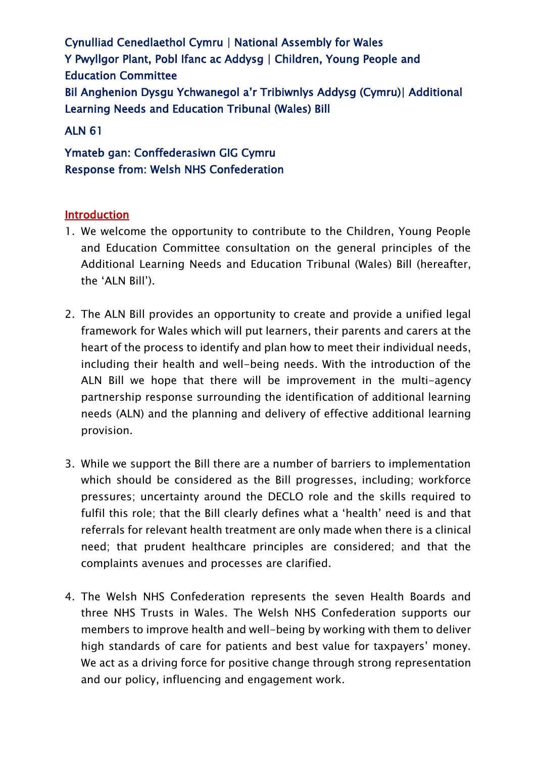Cynulliad Cenedlaethol Cymru | National Assembly for Wales
Y Pwyllgor Plant, Pobl Ifanc ac Addysg | Children, Young People and Education Committee
Bil Anghenion Dysgu Ychwanegol a'r Tribiwnlys Addysg (Cymru)| Additional Learning Needs and Education Tribunal (Wales) Bill

ALN 61

Ymateb gan: Conffederasiwn GIG Cymru
Response from: Welsh NHS Confederation

## Introduction

1. We welcome the opportunity to contribute to the Children, Young People and Education Committee consultation on the general principles of the Additional Learning Needs and Education Tribunal (Wales) Bill (hereafter, the 'ALN Bill').

2. The ALN Bill provides an opportunity to create and provide a unified legal framework for Wales which will put learners, their parents and carers at the heart of the process to identify and plan how to meet their individual needs, including their health and well-being needs. With the introduction of the ALN Bill we hope that there will be improvement in the multi-agency partnership response surrounding the identification of additional learning needs (ALN) and the planning and delivery of effective additional learning provision.

3. While we support the Bill there are a number of barriers to implementation which should be considered as the Bill progresses, including; workforce pressures; uncertainty around the DECLO role and the skills required to fulfil this role; that the Bill clearly defines what a 'health' need is and that referrals for relevant health treatment are only made when there is a clinical need; that prudent healthcare principles are considered; and that the complaints avenues and processes are clarified.

4. The Welsh NHS Confederation represents the seven Health Boards and three NHS Trusts in Wales. The Welsh NHS Confederation supports our members to improve health and well-being by working with them to deliver high standards of care for patients and best value for taxpayers' money. We act as a driving force for positive change through strong representation and our policy, influencing and engagement work.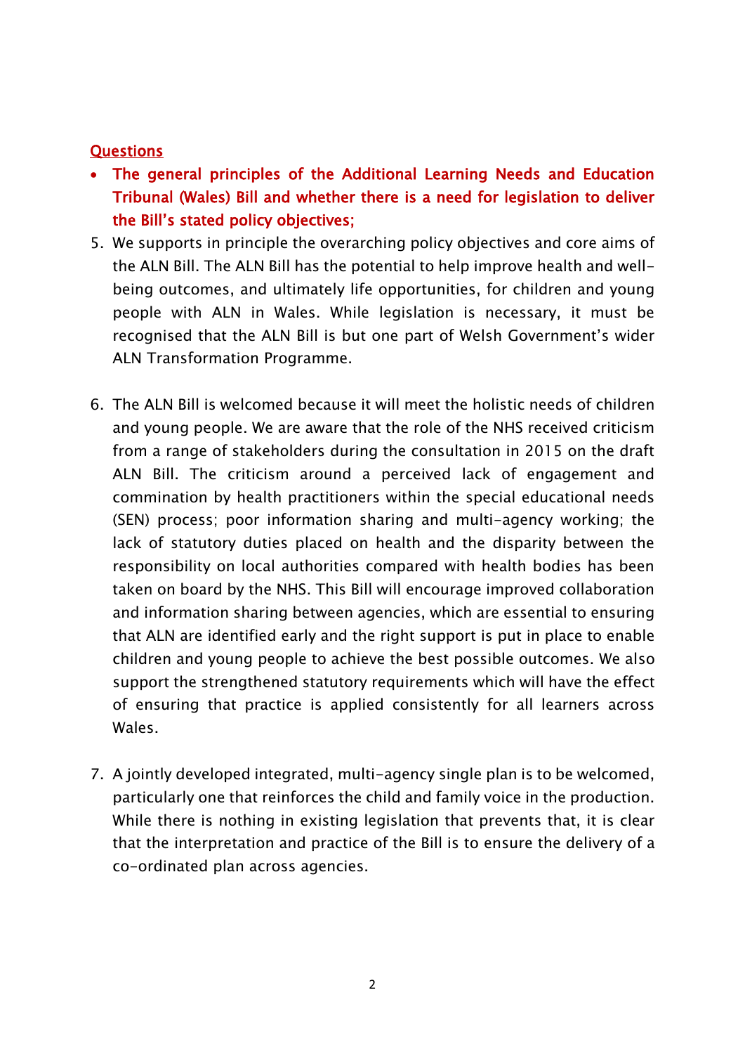<u>Questions</u>

- **The general principles of the Additional Learning Needs and Education Tribunal (Wales) Bill and whether there is a need for legislation to deliver the Bill's stated policy objectives;**

5. We supports in principle the overarching policy objectives and core aims of the ALN Bill. The ALN Bill has the potential to help improve health and well-being outcomes, and ultimately life opportunities, for children and young people with ALN in Wales. While legislation is necessary, it must be recognised that the ALN Bill is but one part of Welsh Government's wider ALN Transformation Programme.

6. The ALN Bill is welcomed because it will meet the holistic needs of children and young people. We are aware that the role of the NHS received criticism from a range of stakeholders during the consultation in 2015 on the draft ALN Bill. The criticism around a perceived lack of engagement and commination by health practitioners within the special educational needs (SEN) process; poor information sharing and multi-agency working; the lack of statutory duties placed on health and the disparity between the responsibility on local authorities compared with health bodies has been taken on board by the NHS. This Bill will encourage improved collaboration and information sharing between agencies, which are essential to ensuring that ALN are identified early and the right support is put in place to enable children and young people to achieve the best possible outcomes. We also support the strengthened statutory requirements which will have the effect of ensuring that practice is applied consistently for all learners across Wales.

7. A jointly developed integrated, multi-agency single plan is to be welcomed, particularly one that reinforces the child and family voice in the production. While there is nothing in existing legislation that prevents that, it is clear that the interpretation and practice of the Bill is to ensure the delivery of a co-ordinated plan across agencies.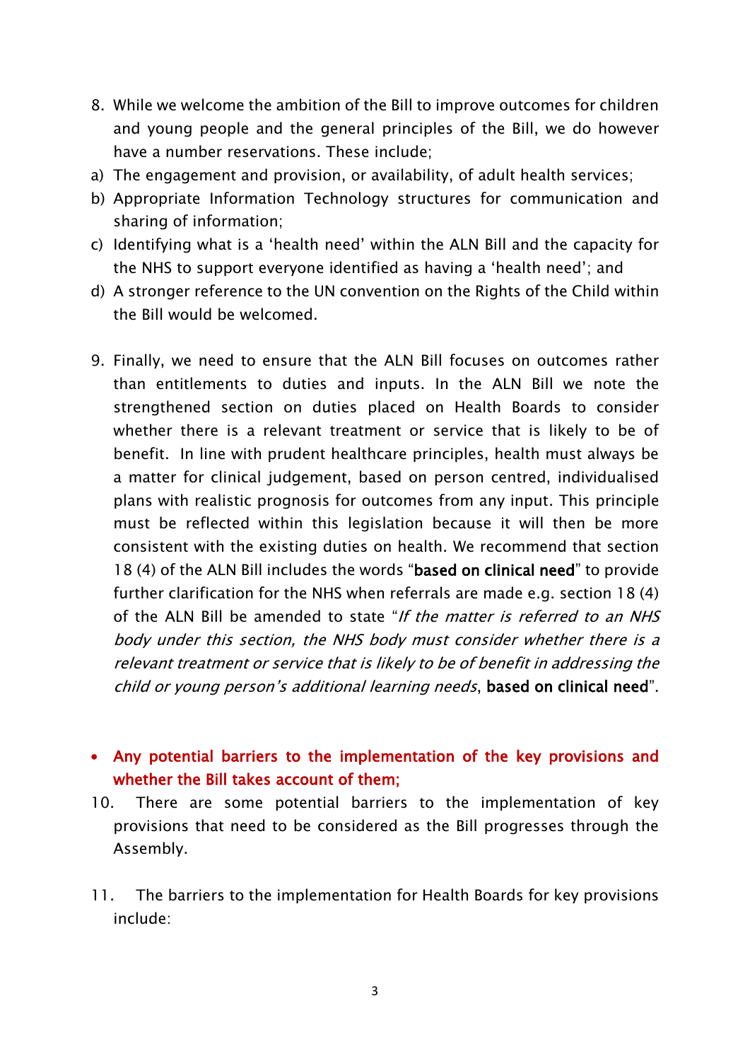8. While we welcome the ambition of the Bill to improve outcomes for children and young people and the general principles of the Bill, we do however have a number reservations. These include;

a) The engagement and provision, or availability, of adult health services;
b) Appropriate Information Technology structures for communication and sharing of information;
c) Identifying what is a 'health need' within the ALN Bill and the capacity for the NHS to support everyone identified as having a 'health need'; and
d) A stronger reference to the UN convention on the Rights of the Child within the Bill would be welcomed.

9. Finally, we need to ensure that the ALN Bill focuses on outcomes rather than entitlements to duties and inputs. In the ALN Bill we note the strengthened section on duties placed on Health Boards to consider whether there is a relevant treatment or service that is likely to be of benefit. In line with prudent healthcare principles, health must always be a matter for clinical judgement, based on person centred, individualised plans with realistic prognosis for outcomes from any input. This principle must be reflected within this legislation because it will then be more consistent with the existing duties on health. We recommend that section 18 (4) of the ALN Bill includes the words "**based on clinical need**" to provide further clarification for the NHS when referrals are made e.g. section 18 (4) of the ALN Bill be amended to state "*If the matter is referred to an NHS body under this section, the NHS body must consider whether there is a relevant treatment or service that is likely to be of benefit in addressing the child or young person's additional learning needs*, **based on clinical need**".

- **Any potential barriers to the implementation of the key provisions and whether the Bill takes account of them;**

10. There are some potential barriers to the implementation of key provisions that need to be considered as the Bill progresses through the Assembly.

11. The barriers to the implementation for Health Boards for key provisions include: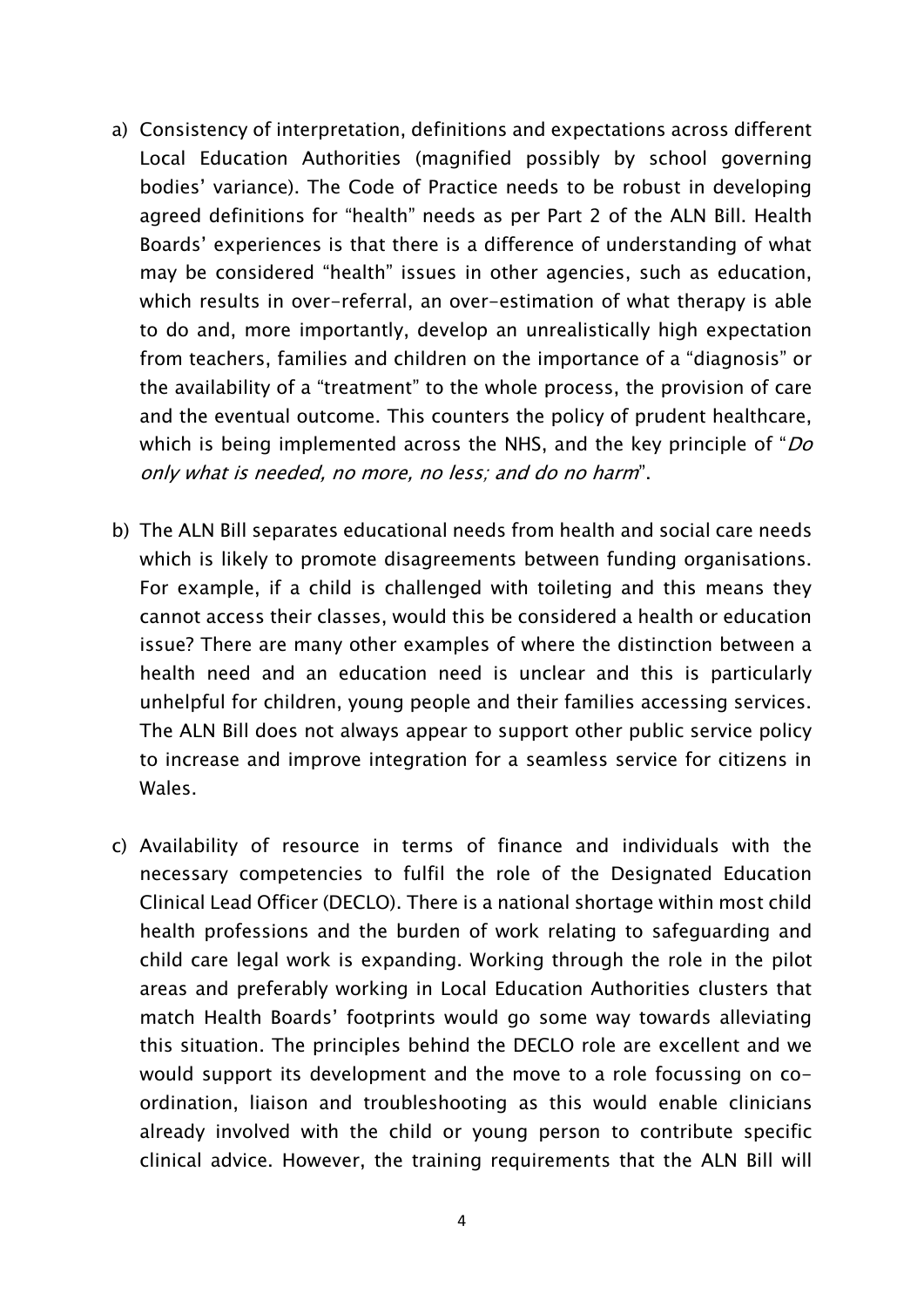a) Consistency of interpretation, definitions and expectations across different Local Education Authorities (magnified possibly by school governing bodies' variance). The Code of Practice needs to be robust in developing agreed definitions for "health" needs as per Part 2 of the ALN Bill. Health Boards' experiences is that there is a difference of understanding of what may be considered "health" issues in other agencies, such as education, which results in over-referral, an over-estimation of what therapy is able to do and, more importantly, develop an unrealistically high expectation from teachers, families and children on the importance of a "diagnosis" or the availability of a "treatment" to the whole process, the provision of care and the eventual outcome. This counters the policy of prudent healthcare, which is being implemented across the NHS, and the key principle of "*Do only what is needed, no more, no less; and do no harm*".

b) The ALN Bill separates educational needs from health and social care needs which is likely to promote disagreements between funding organisations. For example, if a child is challenged with toileting and this means they cannot access their classes, would this be considered a health or education issue? There are many other examples of where the distinction between a health need and an education need is unclear and this is particularly unhelpful for children, young people and their families accessing services. The ALN Bill does not always appear to support other public service policy to increase and improve integration for a seamless service for citizens in Wales.

c) Availability of resource in terms of finance and individuals with the necessary competencies to fulfil the role of the Designated Education Clinical Lead Officer (DECLO). There is a national shortage within most child health professions and the burden of work relating to safeguarding and child care legal work is expanding. Working through the role in the pilot areas and preferably working in Local Education Authorities clusters that match Health Boards' footprints would go some way towards alleviating this situation. The principles behind the DECLO role are excellent and we would support its development and the move to a role focussing on co-ordination, liaison and troubleshooting as this would enable clinicians already involved with the child or young person to contribute specific clinical advice. However, the training requirements that the ALN Bill will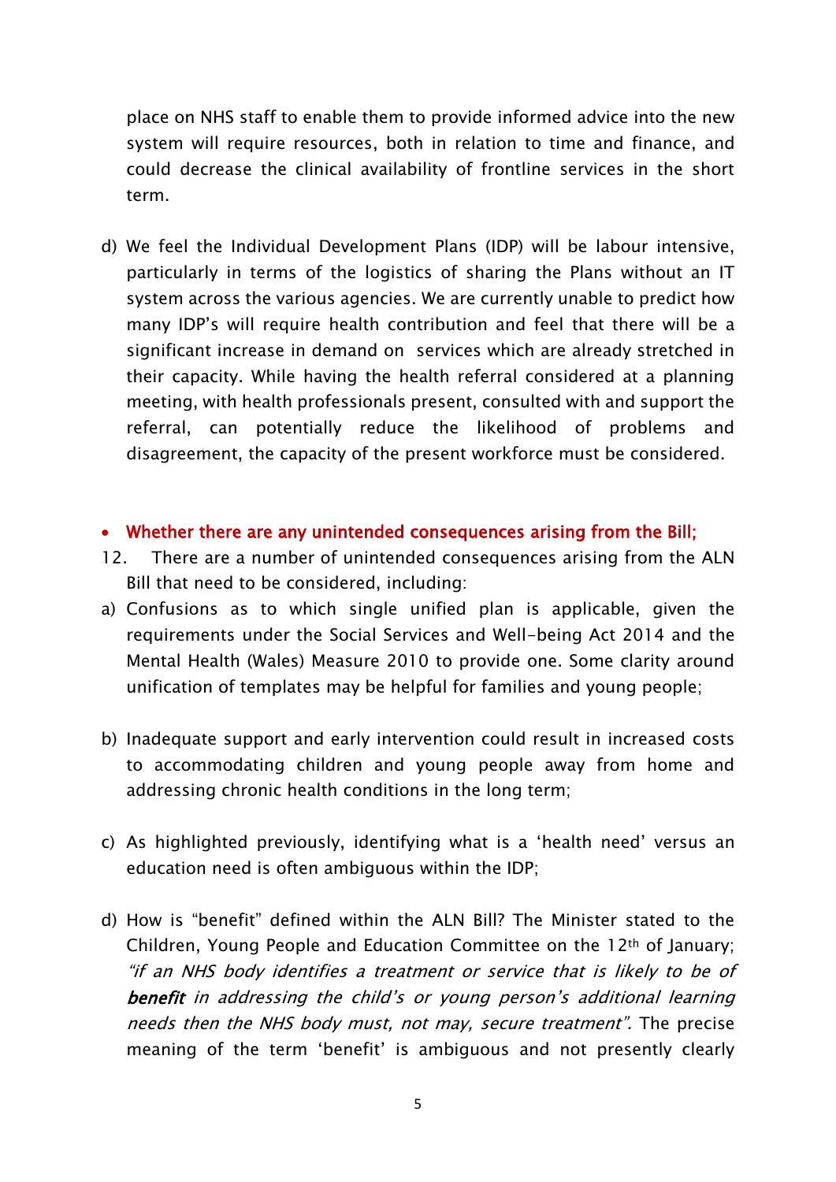place on NHS staff to enable them to provide informed advice into the new system will require resources, both in relation to time and finance, and could decrease the clinical availability of frontline services in the short term.

d) We feel the Individual Development Plans (IDP) will be labour intensive, particularly in terms of the logistics of sharing the Plans without an IT system across the various agencies. We are currently unable to predict how many IDP's will require health contribution and feel that there will be a significant increase in demand on services which are already stretched in their capacity. While having the health referral considered at a planning meeting, with health professionals present, consulted with and support the referral, can potentially reduce the likelihood of problems and disagreement, the capacity of the present workforce must be considered.

- **Whether there are any unintended consequences arising from the Bill;**

12. There are a number of unintended consequences arising from the ALN Bill that need to be considered, including:

a) Confusions as to which single unified plan is applicable, given the requirements under the Social Services and Well-being Act 2014 and the Mental Health (Wales) Measure 2010 to provide one. Some clarity around unification of templates may be helpful for families and young people;

b) Inadequate support and early intervention could result in increased costs to accommodating children and young people away from home and addressing chronic health conditions in the long term;

c) As highlighted previously, identifying what is a 'health need' versus an education need is often ambiguous within the IDP;

d) How is "benefit" defined within the ALN Bill? The Minister stated to the Children, Young People and Education Committee on the 12th of January; *"if an NHS body identifies a treatment or service that is likely to be of **benefit** in addressing the child's or young person's additional learning needs then the NHS body must, not may, secure treatment".* The precise meaning of the term 'benefit' is ambiguous and not presently clearly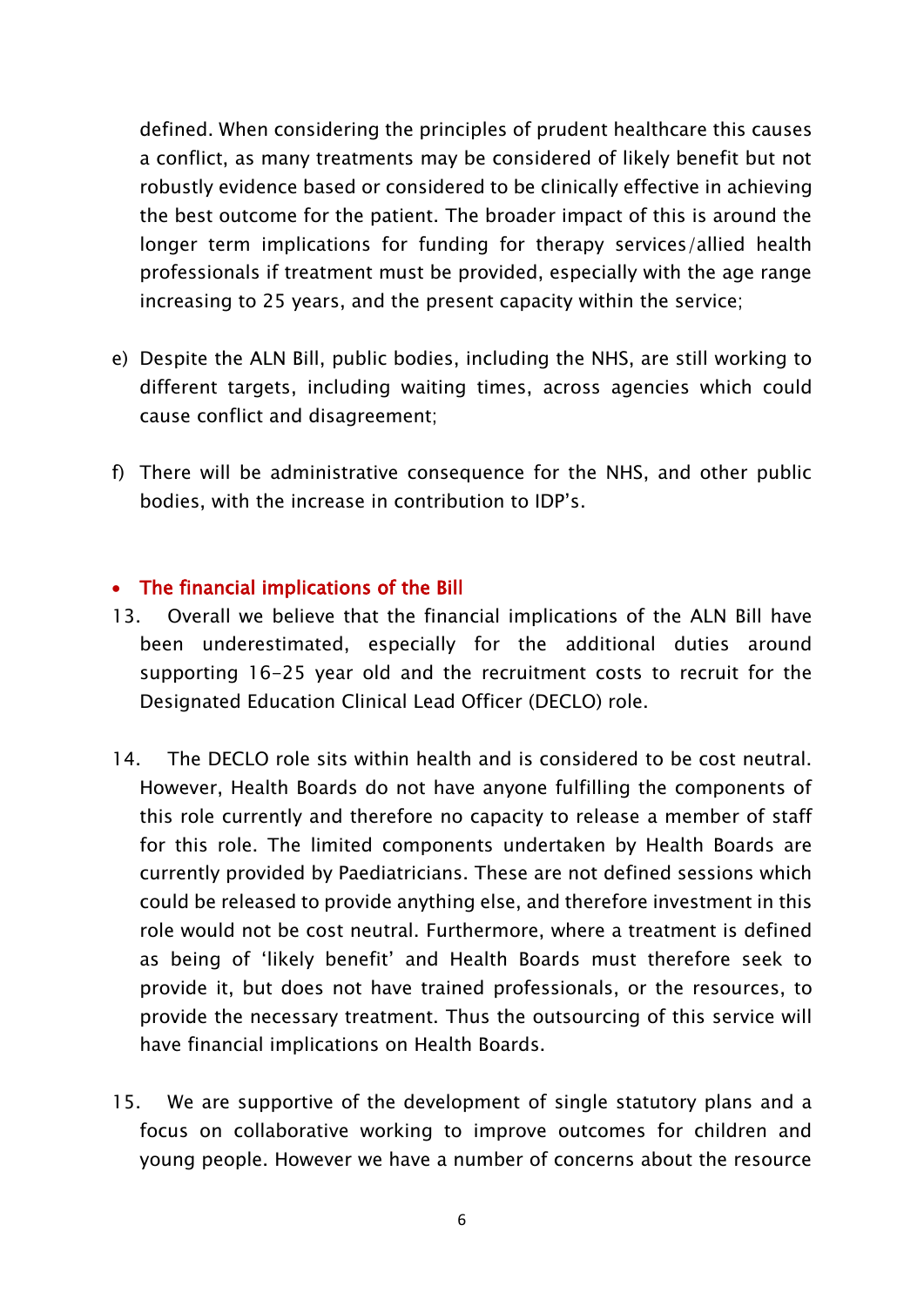defined. When considering the principles of prudent healthcare this causes a conflict, as many treatments may be considered of likely benefit but not robustly evidence based or considered to be clinically effective in achieving the best outcome for the patient. The broader impact of this is around the longer term implications for funding for therapy services/allied health professionals if treatment must be provided, especially with the age range increasing to 25 years, and the present capacity within the service;

e) Despite the ALN Bill, public bodies, including the NHS, are still working to different targets, including waiting times, across agencies which could cause conflict and disagreement;

f) There will be administrative consequence for the NHS, and other public bodies, with the increase in contribution to IDP's.

- **The financial implications of the Bill**

13. Overall we believe that the financial implications of the ALN Bill have been underestimated, especially for the additional duties around supporting 16-25 year old and the recruitment costs to recruit for the Designated Education Clinical Lead Officer (DECLO) role.

14. The DECLO role sits within health and is considered to be cost neutral. However, Health Boards do not have anyone fulfilling the components of this role currently and therefore no capacity to release a member of staff for this role. The limited components undertaken by Health Boards are currently provided by Paediatricians. These are not defined sessions which could be released to provide anything else, and therefore investment in this role would not be cost neutral. Furthermore, where a treatment is defined as being of 'likely benefit' and Health Boards must therefore seek to provide it, but does not have trained professionals, or the resources, to provide the necessary treatment. Thus the outsourcing of this service will have financial implications on Health Boards.

15. We are supportive of the development of single statutory plans and a focus on collaborative working to improve outcomes for children and young people. However we have a number of concerns about the resource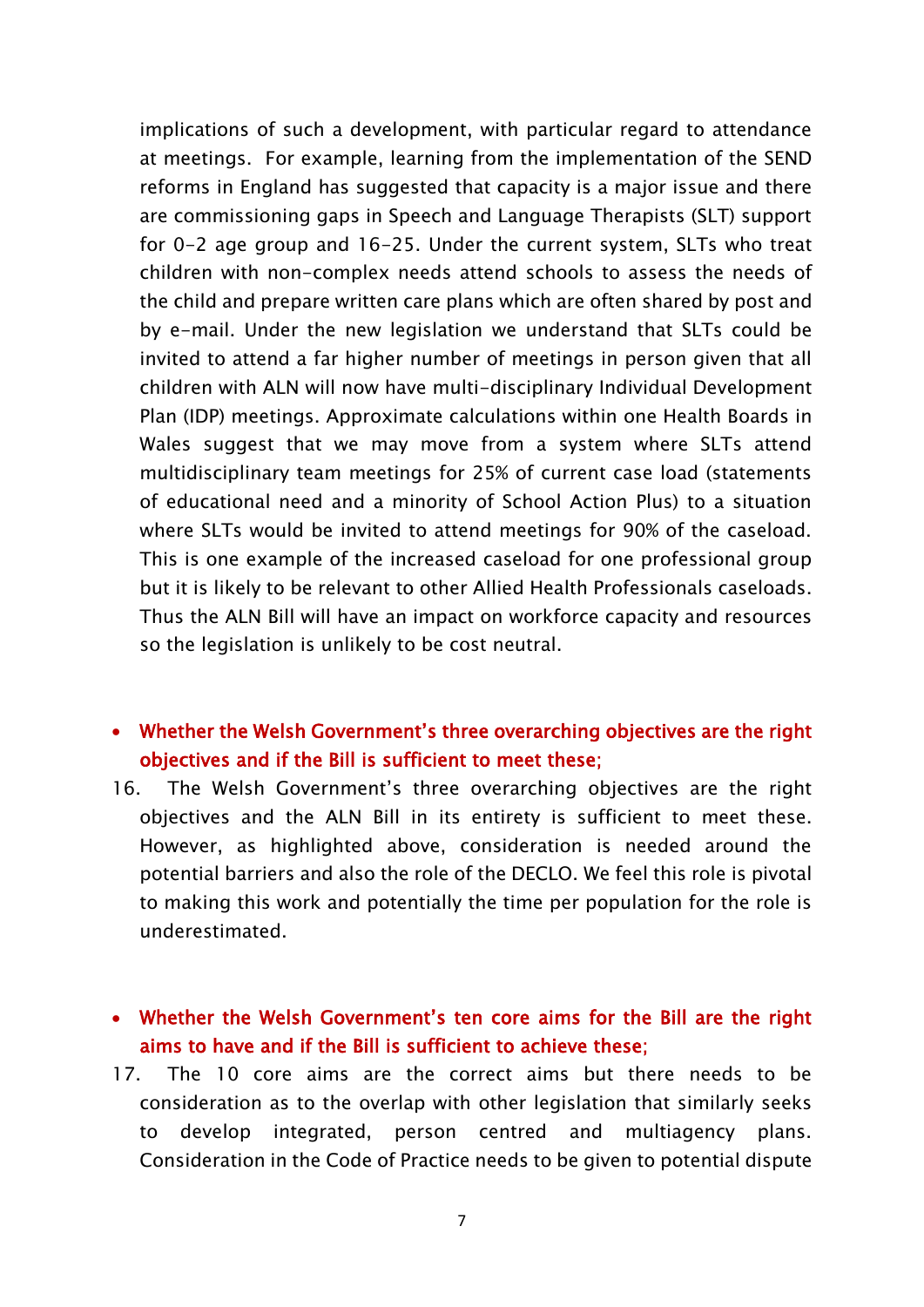implications of such a development, with particular regard to attendance at meetings. For example, learning from the implementation of the SEND reforms in England has suggested that capacity is a major issue and there are commissioning gaps in Speech and Language Therapists (SLT) support for 0-2 age group and 16-25. Under the current system, SLTs who treat children with non-complex needs attend schools to assess the needs of the child and prepare written care plans which are often shared by post and by e-mail. Under the new legislation we understand that SLTs could be invited to attend a far higher number of meetings in person given that all children with ALN will now have multi-disciplinary Individual Development Plan (IDP) meetings. Approximate calculations within one Health Boards in Wales suggest that we may move from a system where SLTs attend multidisciplinary team meetings for 25% of current case load (statements of educational need and a minority of School Action Plus) to a situation where SLTs would be invited to attend meetings for 90% of the caseload. This is one example of the increased caseload for one professional group but it is likely to be relevant to other Allied Health Professionals caseloads. Thus the ALN Bill will have an impact on workforce capacity and resources so the legislation is unlikely to be cost neutral.

- **Whether the Welsh Government's three overarching objectives are the right objectives and if the Bill is sufficient to meet these;**

16. The Welsh Government's three overarching objectives are the right objectives and the ALN Bill in its entirety is sufficient to meet these. However, as highlighted above, consideration is needed around the potential barriers and also the role of the DECLO. We feel this role is pivotal to making this work and potentially the time per population for the role is underestimated.

- **Whether the Welsh Government's ten core aims for the Bill are the right aims to have and if the Bill is sufficient to achieve these;**

17. The 10 core aims are the correct aims but there needs to be consideration as to the overlap with other legislation that similarly seeks to develop integrated, person centred and multiagency plans. Consideration in the Code of Practice needs to be given to potential dispute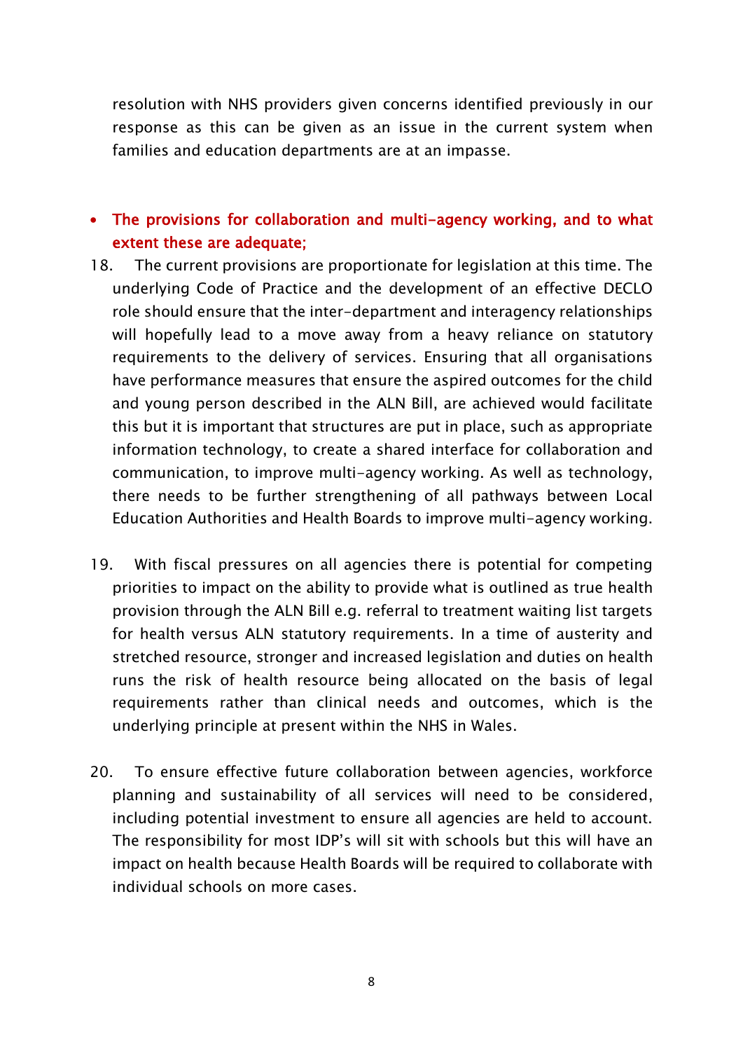resolution with NHS providers given concerns identified previously in our response as this can be given as an issue in the current system when families and education departments are at an impasse.

- **The provisions for collaboration and multi-agency working, and to what extent these are adequate;**

18. The current provisions are proportionate for legislation at this time. The underlying Code of Practice and the development of an effective DECLO role should ensure that the inter-department and interagency relationships will hopefully lead to a move away from a heavy reliance on statutory requirements to the delivery of services. Ensuring that all organisations have performance measures that ensure the aspired outcomes for the child and young person described in the ALN Bill, are achieved would facilitate this but it is important that structures are put in place, such as appropriate information technology, to create a shared interface for collaboration and communication, to improve multi-agency working. As well as technology, there needs to be further strengthening of all pathways between Local Education Authorities and Health Boards to improve multi-agency working.

19. With fiscal pressures on all agencies there is potential for competing priorities to impact on the ability to provide what is outlined as true health provision through the ALN Bill e.g. referral to treatment waiting list targets for health versus ALN statutory requirements. In a time of austerity and stretched resource, stronger and increased legislation and duties on health runs the risk of health resource being allocated on the basis of legal requirements rather than clinical needs and outcomes, which is the underlying principle at present within the NHS in Wales.

20. To ensure effective future collaboration between agencies, workforce planning and sustainability of all services will need to be considered, including potential investment to ensure all agencies are held to account. The responsibility for most IDP's will sit with schools but this will have an impact on health because Health Boards will be required to collaborate with individual schools on more cases.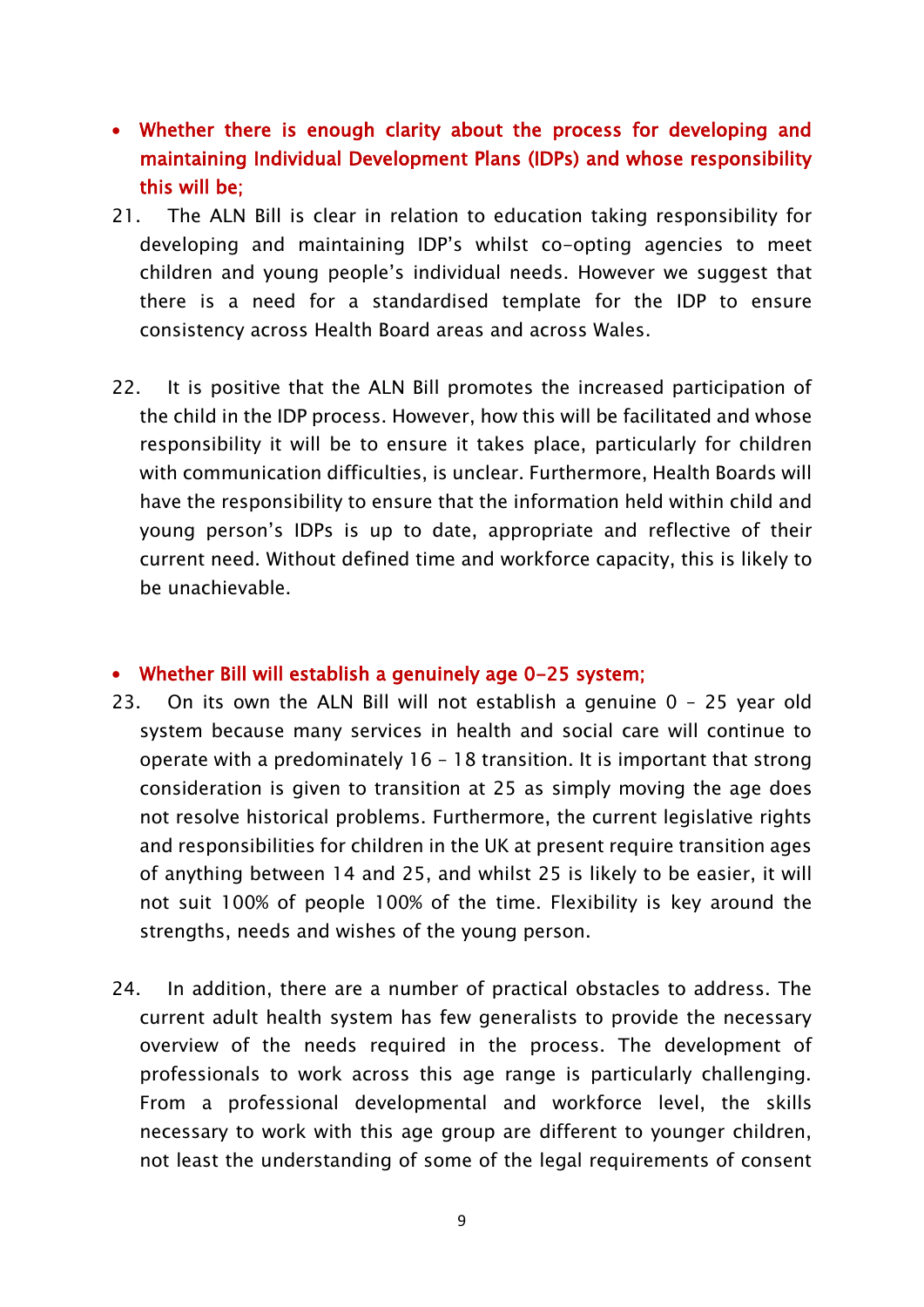- **Whether there is enough clarity about the process for developing and maintaining Individual Development Plans (IDPs) and whose responsibility this will be;**

21. The ALN Bill is clear in relation to education taking responsibility for developing and maintaining IDP's whilst co-opting agencies to meet children and young people's individual needs. However we suggest that there is a need for a standardised template for the IDP to ensure consistency across Health Board areas and across Wales.

22. It is positive that the ALN Bill promotes the increased participation of the child in the IDP process. However, how this will be facilitated and whose responsibility it will be to ensure it takes place, particularly for children with communication difficulties, is unclear. Furthermore, Health Boards will have the responsibility to ensure that the information held within child and young person's IDPs is up to date, appropriate and reflective of their current need. Without defined time and workforce capacity, this is likely to be unachievable.

- **Whether Bill will establish a genuinely age 0-25 system;**

23. On its own the ALN Bill will not establish a genuine 0 – 25 year old system because many services in health and social care will continue to operate with a predominately 16 – 18 transition. It is important that strong consideration is given to transition at 25 as simply moving the age does not resolve historical problems. Furthermore, the current legislative rights and responsibilities for children in the UK at present require transition ages of anything between 14 and 25, and whilst 25 is likely to be easier, it will not suit 100% of people 100% of the time. Flexibility is key around the strengths, needs and wishes of the young person.

24. In addition, there are a number of practical obstacles to address. The current adult health system has few generalists to provide the necessary overview of the needs required in the process. The development of professionals to work across this age range is particularly challenging. From a professional developmental and workforce level, the skills necessary to work with this age group are different to younger children, not least the understanding of some of the legal requirements of consent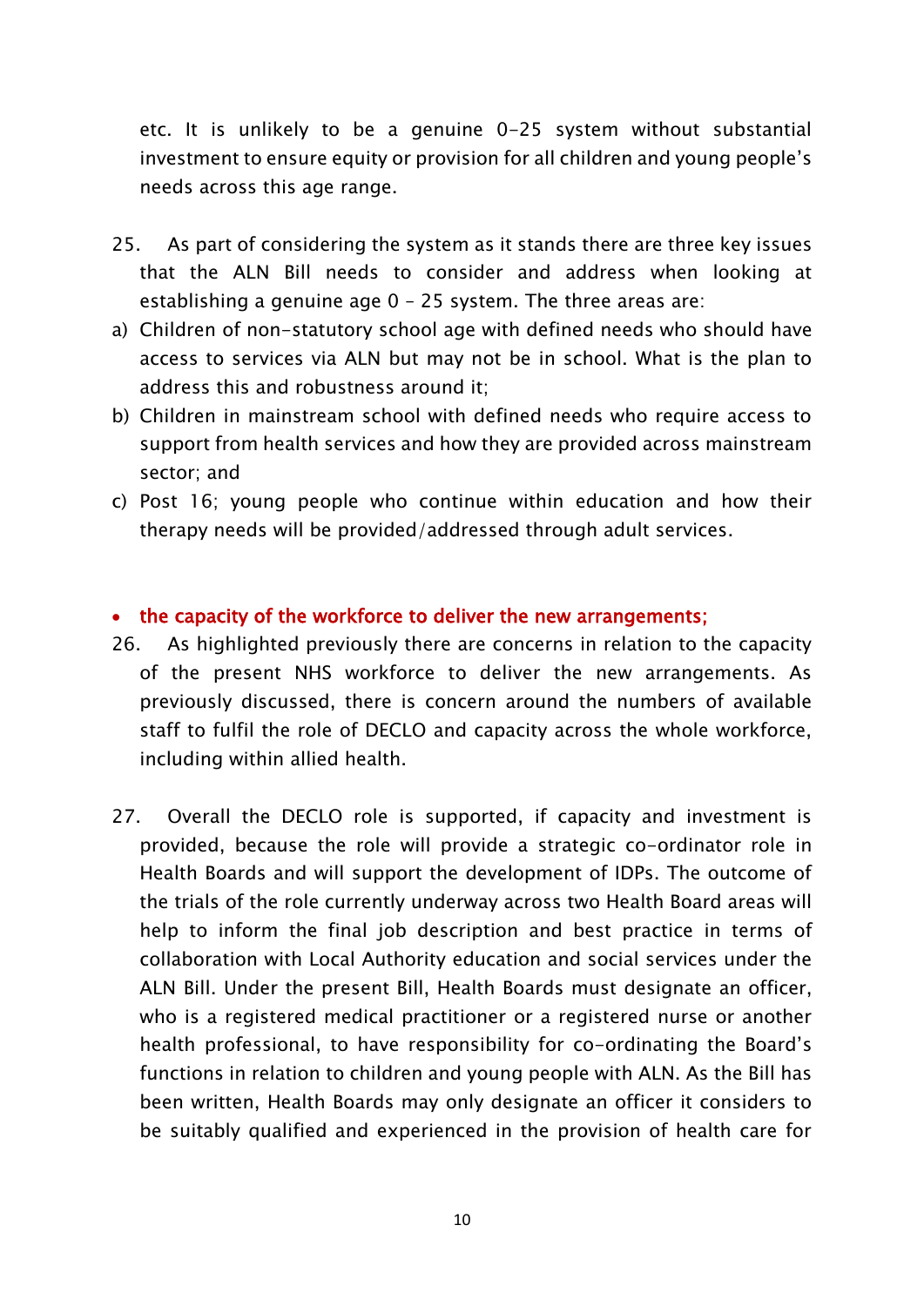etc. It is unlikely to be a genuine 0-25 system without substantial investment to ensure equity or provision for all children and young people's needs across this age range.

25. As part of considering the system as it stands there are three key issues that the ALN Bill needs to consider and address when looking at establishing a genuine age 0 – 25 system. The three areas are:

a) Children of non-statutory school age with defined needs who should have access to services via ALN but may not be in school. What is the plan to address this and robustness around it;
b) Children in mainstream school with defined needs who require access to support from health services and how they are provided across mainstream sector; and
c) Post 16; young people who continue within education and how their therapy needs will be provided/addressed through adult services.

- **the capacity of the workforce to deliver the new arrangements;**

26. As highlighted previously there are concerns in relation to the capacity of the present NHS workforce to deliver the new arrangements. As previously discussed, there is concern around the numbers of available staff to fulfil the role of DECLO and capacity across the whole workforce, including within allied health.

27. Overall the DECLO role is supported, if capacity and investment is provided, because the role will provide a strategic co-ordinator role in Health Boards and will support the development of IDPs. The outcome of the trials of the role currently underway across two Health Board areas will help to inform the final job description and best practice in terms of collaboration with Local Authority education and social services under the ALN Bill. Under the present Bill, Health Boards must designate an officer, who is a registered medical practitioner or a registered nurse or another health professional, to have responsibility for co-ordinating the Board's functions in relation to children and young people with ALN. As the Bill has been written, Health Boards may only designate an officer it considers to be suitably qualified and experienced in the provision of health care for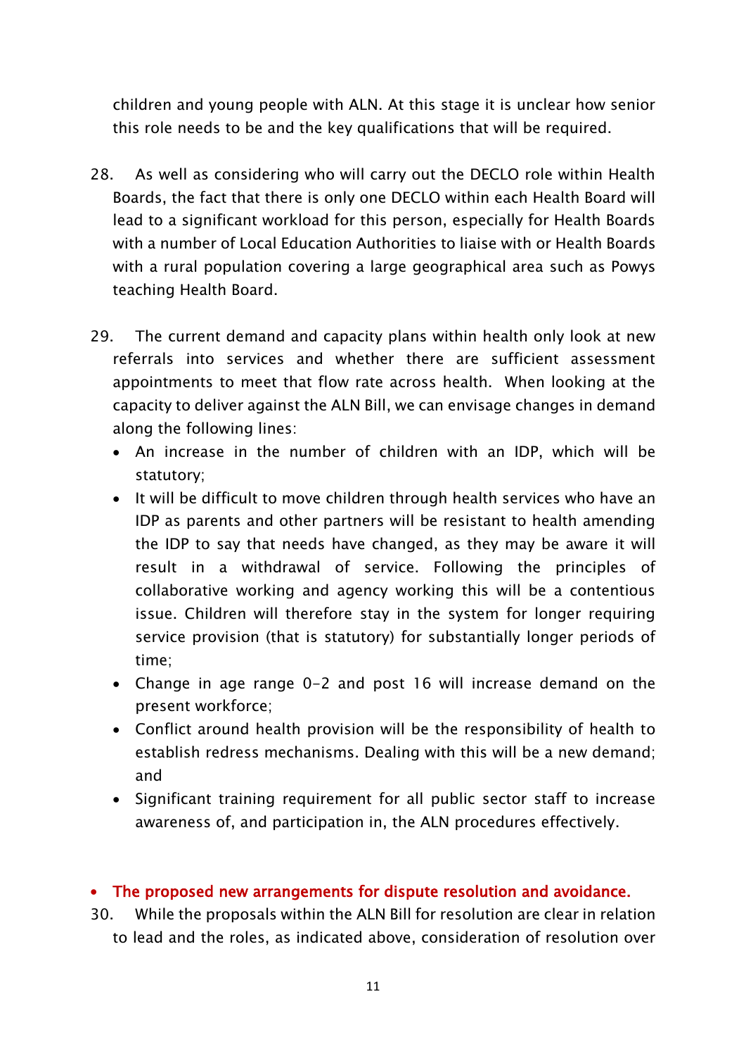children and young people with ALN. At this stage it is unclear how senior this role needs to be and the key qualifications that will be required.

28. As well as considering who will carry out the DECLO role within Health Boards, the fact that there is only one DECLO within each Health Board will lead to a significant workload for this person, especially for Health Boards with a number of Local Education Authorities to liaise with or Health Boards with a rural population covering a large geographical area such as Powys teaching Health Board.

29. The current demand and capacity plans within health only look at new referrals into services and whether there are sufficient assessment appointments to meet that flow rate across health. When looking at the capacity to deliver against the ALN Bill, we can envisage changes in demand along the following lines:

- An increase in the number of children with an IDP, which will be statutory;
- It will be difficult to move children through health services who have an IDP as parents and other partners will be resistant to health amending the IDP to say that needs have changed, as they may be aware it will result in a withdrawal of service. Following the principles of collaborative working and agency working this will be a contentious issue. Children will therefore stay in the system for longer requiring service provision (that is statutory) for substantially longer periods of time;
- Change in age range 0-2 and post 16 will increase demand on the present workforce;
- Conflict around health provision will be the responsibility of health to establish redress mechanisms. Dealing with this will be a new demand; and
- Significant training requirement for all public sector staff to increase awareness of, and participation in, the ALN procedures effectively.

- **The proposed new arrangements for dispute resolution and avoidance.**

30. While the proposals within the ALN Bill for resolution are clear in relation to lead and the roles, as indicated above, consideration of resolution over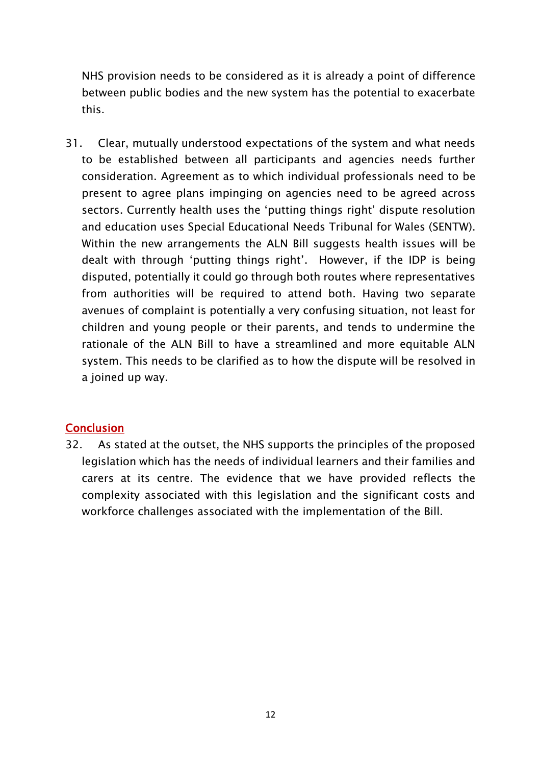NHS provision needs to be considered as it is already a point of difference between public bodies and the new system has the potential to exacerbate this.

31. Clear, mutually understood expectations of the system and what needs to be established between all participants and agencies needs further consideration. Agreement as to which individual professionals need to be present to agree plans impinging on agencies need to be agreed across sectors. Currently health uses the 'putting things right' dispute resolution and education uses Special Educational Needs Tribunal for Wales (SENTW). Within the new arrangements the ALN Bill suggests health issues will be dealt with through 'putting things right'. However, if the IDP is being disputed, potentially it could go through both routes where representatives from authorities will be required to attend both. Having two separate avenues of complaint is potentially a very confusing situation, not least for children and young people or their parents, and tends to undermine the rationale of the ALN Bill to have a streamlined and more equitable ALN system. This needs to be clarified as to how the dispute will be resolved in a joined up way.

## Conclusion

32. As stated at the outset, the NHS supports the principles of the proposed legislation which has the needs of individual learners and their families and carers at its centre. The evidence that we have provided reflects the complexity associated with this legislation and the significant costs and workforce challenges associated with the implementation of the Bill.